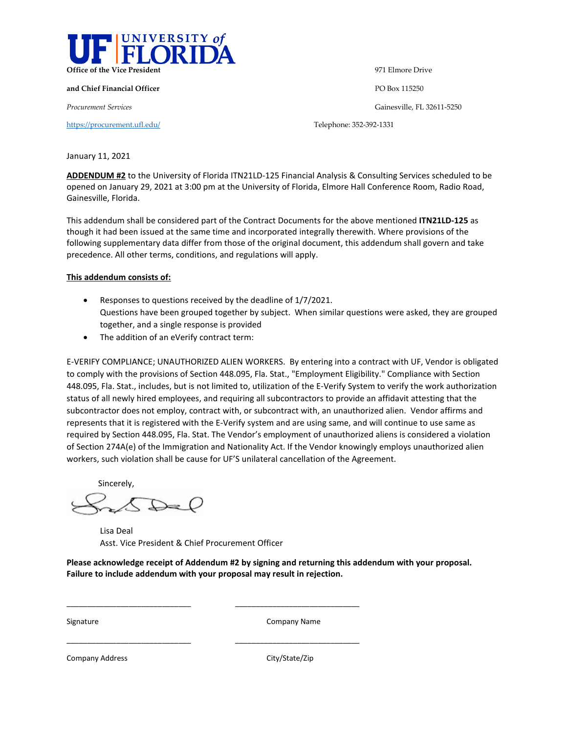**UF | UNIVERSITY of FLORIDA**

**Office of the Vice President**

**and Chief Financial Officer**

*Procurement Services*

https://procurement.ufl.edu/

971 Elmore Drive

PO Box 115250

Gainesville, FL 32611-5250

Telephone: 352-392-1331

January 11, 2021

**ADDENDUM #2** to the University of Florida ITN21LD-125 Financial Analysis & Consulting Services scheduled to be opened on January 29, 2021 at 3:00 pm at the University of Florida, Elmore Hall Conference Room, Radio Road, Gainesville, Florida.

This addendum shall be considered part of the Contract Documents for the above mentioned **ITN21LD-125** as though it had been issued at the same time and incorporated integrally therewith. Where provisions of the following supplementary data differ from those of the original document, this addendum shall govern and take precedence. All other terms, conditions, and regulations will apply.

**This addendum consists of:**

- Responses to questions received by the deadline of 1/7/2021.
  Questions have been grouped together by subject. When similar questions were asked, they are grouped together, and a single response is provided
- The addition of an eVerify contract term:

E-VERIFY COMPLIANCE; UNAUTHORIZED ALIEN WORKERS. By entering into a contract with UF, Vendor is obligated to comply with the provisions of Section 448.095, Fla. Stat., "Employment Eligibility." Compliance with Section 448.095, Fla. Stat., includes, but is not limited to, utilization of the E-Verify System to verify the work authorization status of all newly hired employees, and requiring all subcontractors to provide an affidavit attesting that the subcontractor does not employ, contract with, or subcontract with, an unauthorized alien. Vendor affirms and represents that it is registered with the E-Verify system and are using same, and will continue to use same as required by Section 448.095, Fla. Stat. The Vendor's employment of unauthorized aliens is considered a violation of Section 274A(e) of the Immigration and Nationality Act. If the Vendor knowingly employs unauthorized alien workers, such violation shall be cause for UF'S unilateral cancellation of the Agreement.

Sincerely,

Lisa Deal
Asst. Vice President & Chief Procurement Officer

**Please acknowledge receipt of Addendum #2 by signing and returning this addendum with your proposal. Failure to include addendum with your proposal may result in rejection.**

\_\_\_\_\_\_\_\_\_\_\_\_\_\_\_\_\_\_\_\_\_\_\_\_\_\_\_\_ \_\_\_\_\_\_\_\_\_\_\_\_\_\_\_\_\_\_\_\_\_\_\_\_\_\_\_\_

Signature Company Name

\_\_\_\_\_\_\_\_\_\_\_\_\_\_\_\_\_\_\_\_\_\_\_\_\_\_\_\_ \_\_\_\_\_\_\_\_\_\_\_\_\_\_\_\_\_\_\_\_\_\_\_\_\_\_\_\_

Company Address City/State/Zip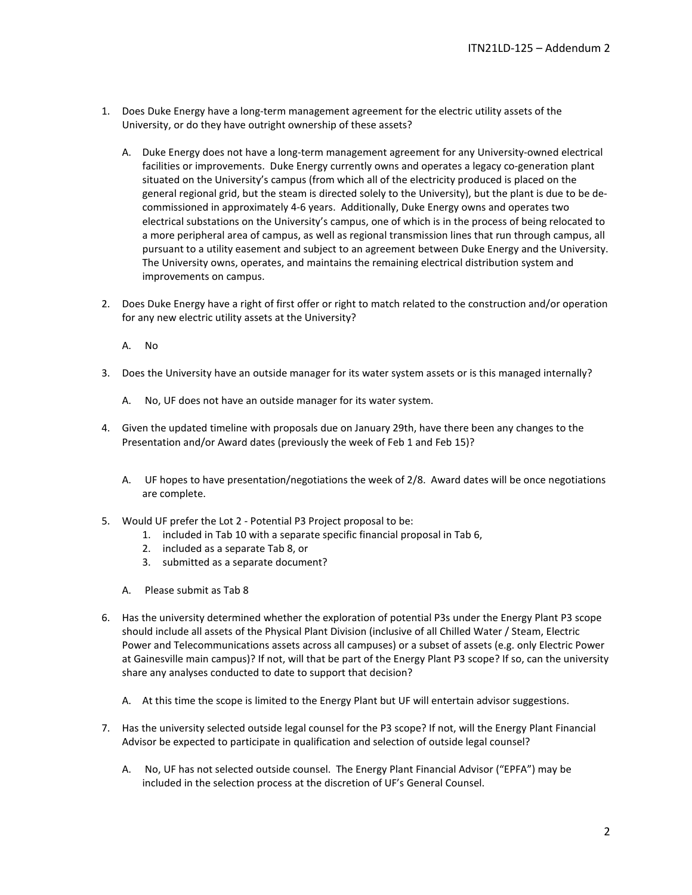1. Does Duke Energy have a long-term management agreement for the electric utility assets of the University, or do they have outright ownership of these assets?

   A. Duke Energy does not have a long-term management agreement for any University-owned electrical facilities or improvements. Duke Energy currently owns and operates a legacy co-generation plant situated on the University's campus (from which all of the electricity produced is placed on the general regional grid, but the steam is directed solely to the University), but the plant is due to be de-commissioned in approximately 4-6 years. Additionally, Duke Energy owns and operates two electrical substations on the University's campus, one of which is in the process of being relocated to a more peripheral area of campus, as well as regional transmission lines that run through campus, all pursuant to a utility easement and subject to an agreement between Duke Energy and the University. The University owns, operates, and maintains the remaining electrical distribution system and improvements on campus.

2. Does Duke Energy have a right of first offer or right to match related to the construction and/or operation for any new electric utility assets at the University?

   A. No

3. Does the University have an outside manager for its water system assets or is this managed internally?

   A. No, UF does not have an outside manager for its water system.

4. Given the updated timeline with proposals due on January 29th, have there been any changes to the Presentation and/or Award dates (previously the week of Feb 1 and Feb 15)?

   A. UF hopes to have presentation/negotiations the week of 2/8. Award dates will be once negotiations are complete.

5. Would UF prefer the Lot 2 - Potential P3 Project proposal to be:
   1. included in Tab 10 with a separate specific financial proposal in Tab 6,
   2. included as a separate Tab 8, or
   3. submitted as a separate document?

   A. Please submit as Tab 8

6. Has the university determined whether the exploration of potential P3s under the Energy Plant P3 scope should include all assets of the Physical Plant Division (inclusive of all Chilled Water / Steam, Electric Power and Telecommunications assets across all campuses) or a subset of assets (e.g. only Electric Power at Gainesville main campus)? If not, will that be part of the Energy Plant P3 scope? If so, can the university share any analyses conducted to date to support that decision?

   A. At this time the scope is limited to the Energy Plant but UF will entertain advisor suggestions.

7. Has the university selected outside legal counsel for the P3 scope? If not, will the Energy Plant Financial Advisor be expected to participate in qualification and selection of outside legal counsel?

   A. No, UF has not selected outside counsel. The Energy Plant Financial Advisor ("EPFA") may be included in the selection process at the discretion of UF's General Counsel.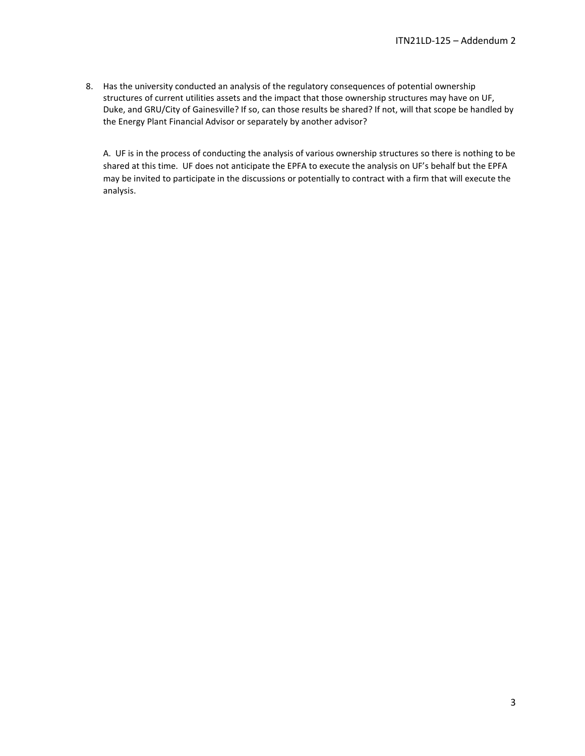8. Has the university conducted an analysis of the regulatory consequences of potential ownership structures of current utilities assets and the impact that those ownership structures may have on UF, Duke, and GRU/City of Gainesville? If so, can those results be shared? If not, will that scope be handled by the Energy Plant Financial Advisor or separately by another advisor?

   A. UF is in the process of conducting the analysis of various ownership structures so there is nothing to be shared at this time. UF does not anticipate the EPFA to execute the analysis on UF's behalf but the EPFA may be invited to participate in the discussions or potentially to contract with a firm that will execute the analysis.